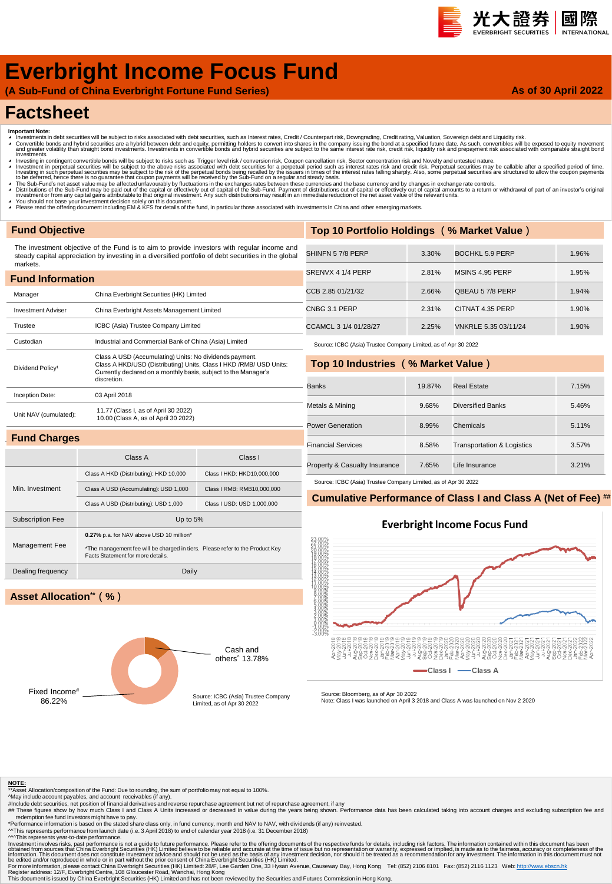# Everbright Income Focus Fund

**(A Sub-Fund of China Everbright Fortune Fund Series)**

**As of 30 April 2022**

# Factsheet

**Important Note:**

- Investments in debt securities will be subject to risks associated with debt securities, such as Interest rates, Credit / Counterpart risk, Downgrading, Credit rating, Valuation, Sovereign debt and Liquidity risk.
- Convertible bonds and hybrid securities are a hybrid between debt and equity, permitting holders to convert into shares in the company issuing the bond at a specified future date. As such, convertibles will be exposed to equity movement and greater volatility than straight bond investments. Investments in convertible bonds and hybrid securities are subject to the same interest rate risk, credit risk, liquidity risk and prepayment risk associated with comparable straight bond investments.
- Investing in contingent convertible bonds will be subject to risks such as Trigger level risk / conversion risk, Coupon cancellation risk, Sector concentration risk and Novelty and untested nature.
- Investment in perpetual securities will be subject to the above risks associated with debt securities for a perpetual period such as interest rates risk and credit risk. Perpetual securities may be callable after a specified period of time. Investing in such perpetual securities may be subject to the risk of the perpetual bonds being recalled by the issuers in times of the interest rates falling sharply. Also, some perpetual securities are structured to allow the coupon payments to be deferred, hence there is no guarantee that coupon payments will be received by the Sub-Fund on a regular and steady basis.
- The Sub-Fund's net asset value may be affected unfavourably by fluctuations in the exchanges rates between these currencies and the base currency and by changes in exchange rate controls.
- Distributions of the Sub-Fund may be paid out of the capital or effectively out of capital of the Sub-Fund. Payment of distributions out of capital or effectively out of capital amounts to a return or withdrawal of part of an investor's original investment or from any capital gains attributable to that original investment. Any such distributions may result in an immediate reduction of the net asset value of the relevant units.
- You should not base your investment decision solely on this document.
- Please read the offering document including EM & KFS for details of the fund, in particular those associated with investments in China and other emerging markets.

## Fund Objective

The investment objective of the Fund is to aim to provide investors with regular income and steady capital appreciation by investing in a diversified portfolio of debt securities in the global markets.

## Fund Information

| | |
|---|---|
| Manager | China Everbright Securities (HK) Limited |
| Investment Adviser | China Everbright Assets Management Limited |
| Trustee | ICBC (Asia) Trustee Company Limited |
| Custodian | Industrial and Commercial Bank of China (Asia) Limited |
| Dividend Policy[1] | Class A USD (Accumulating) Units: No dividends payment. Class A HKD/USD (Distributing) Units, Class I HKD /RMB/ USD Units: Currently declared on a monthly basis, subject to the Manager's discretion. |
| Inception Date: | 03 April 2018 |
| Unit NAV (cumulated): | 11.77 (Class I, as of April 30 2022)<br>10.00 (Class A, as of April 30 2022) |

## Fund Charges

| | Class A | Class I |
|---|---|---|
| Min. Investment | Class A HKD (Distributing): HKD 10,000 | Class I HKD: HKD10,000,000 |
| | Class A USD (Accumulating): USD 1,000 | Class I RMB: RMB10,000,000 |
| | Class A USD (Distributing): USD 1,000 | Class I USD: USD 1,000,000 |
| Subscription Fee | Up to 5% | |
| Management Fee | **0.27%** p.a. for NAV above USD 10 million*<br>*The management fee will be charged in tiers. Please refer to the Product Key Facts Statement for more details. | |
| Dealing frequency | Daily | |

## Asset Allocation** ( % )

Cash and others^ 13.78%

Fixed Income# 86.22%

Source: ICBC (Asia) Trustee Company Limited, as of Apr 30 2022

## Top 10 Portfolio Holdings （% Market Value）

| | | | |
|---|---|---|---|
| SHINFN 5 7/8 PERP | 3.30% | BOCHKL 5.9 PERP | 1.96% |
| SRENVX 4 1/4 PERP | 2.81% | MSINS 4.95 PERP | 1.95% |
| CCB 2.85 01/21/32 | 2.66% | QBEAU 5 7/8 PERP | 1.94% |
| CNBG 3.1 PERP | 2.31% | CITNAT 4.35 PERP | 1.90% |
| CCAMCL 3 1/4 01/28/27 | 2.25% | VNKRLE 5.35 03/11/24 | 1.90% |

Source: ICBC (Asia) Trustee Company Limited, as of Apr 30 2022

## Top 10 Industries （% Market Value）

| | | | |
|---|---|---|---|
| Banks | 19.87% | Real Estate | 7.15% |
| Metals & Mining | 9.68% | Diversified Banks | 5.46% |
| Power Generation | 8.99% | Chemicals | 5.11% |
| Financial Services | 8.58% | Transportation & Logistics | 3.57% |
| Property & Casualty Insurance | 7.65% | Life Insurance | 3.21% |

Source: ICBC (Asia) Trustee Company Limited, as of Apr 30 2022

## Cumulative Performance of Class I and Class A (Net of Fee) ##

**Everbright Income Focus Fund**

Class I — Class A

Source: Bloomberg, as of Apr 30 2022

Note: Class I was launched on April 3 2018 and Class A was launched on Nov 2 2020

**NOTE:**

**Asset Allocation/composition of the Fund: Due to rounding, the sum of portfolio may not equal to 100%.

^May include account payables, and account receivables (if any).

#Include debt securities, net position of financial derivatives and reverse repurchase agreement but net of repurchase agreement, if any

## These figures show by how much Class I and Class A Units increased or decreased in value during the years being shown. Performance data has been calculated taking into account charges and excluding subscription fee and redemption fee fund investors might have to pay.

*Performance information is based on the stated share class only, in fund currency, month end NAV to NAV, with dividends (if any) reinvested.

^^This represents performance from launch date (i.e. 3 April 2018) to end of calendar year 2018 (i.e. 31 December 2018)

^^^This represents year-to-date performance.

Investment involves risks, past performance is not a guide to future performance. Please refer to the offering documents of the respective funds for details, including risk factors. The information contained within this document has been obtained from sources that China Everbright Securities (HK) Limited believe to be reliable and accurate at the time of issue but no representation or warranty, expressed or implied, is made as to the fairness, accuracy or completeness of the information. This document does not constitute investment advice and should not be used as the basis of any investment decision, nor should it be treated as a recommendation for any investment. The information in this document must not be edited and/or reproduced in whole or in part without the prior consent of China Everbright Securities (HK) Limited.

For more information, please contact China Everbright Securities (HK) Limited: 28/F, Lee Garden One, 33 Hysan Avenue, Causeway Bay, Hong Kong Tel: (852) 2106 8101 Fax: (852) 2116 1123 Web: http://www.ebscn.hk

Register address: 12/F, Everbright Centre, 108 Gloucester Road, Wanchai, Hong Kong

This document is issued by China Everbright Securities (HK) Limited and has not been reviewed by the Securities and Futures Commission in Hong Kong.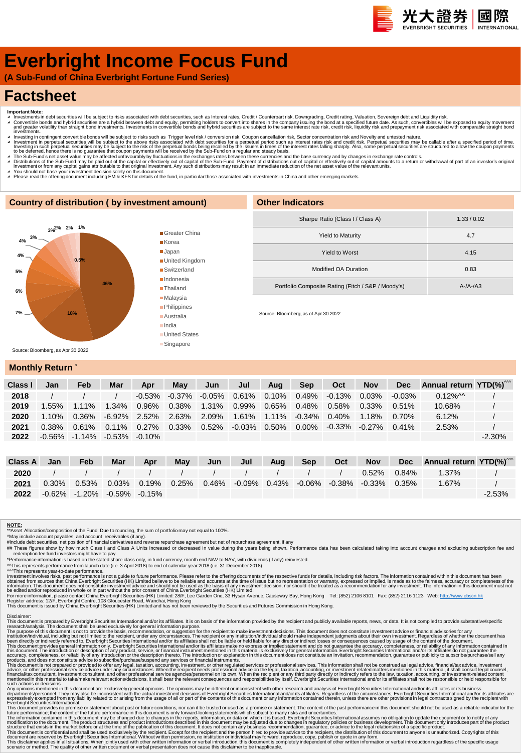# Everbright Income Focus Fund

**(A Sub-Fund of China Everbright Fortune Fund Series)**

# Factsheet

**Important Note:**

- Investments in debt securities will be subject to risks associated with debt securities, such as Interest rates, Credit / Counterpart risk, Downgrading, Credit rating, Valuation, Sovereign debt and Liquidity risk.
- Convertible bonds and hybrid securities are a hybrid between debt and equity, permitting holders to convert into shares in the company issuing the bond at a specified future date. As such, convertibles will be exposed to equity movement and greater volatility than straight bond investments. Investments in convertible bonds and hybrid securities are subject to the same interest rate risk, credit risk, liquidity risk and prepayment risk associated with comparable straight bond investments.
- Investing in contingent convertible bonds will be subject to risks such as Trigger level risk / conversion risk, Coupon cancellation risk, Sector concentration risk and Novelty and untested nature.
- Investment in perpetual securities will be subject to the above risks associated with debt securities for a perpetual period such as interest rates risk and credit risk. Perpetual securities may be callable after a specified period of time. Investing in such perpetual securities may be subject to the risk of the perpetual bonds being recalled by the issuers in times of the interest rates falling sharply. Also, some perpetual securities are structured to allow the coupon payments to be deferred, hence there is no guarantee that coupon payments will be received by the Sub-Fund on a regular and steady basis.
- The Sub-Fund's net asset value may be affected unfavourably by fluctuations in the exchanges rates between these currencies and the base currency and by changes in exchange rate controls.
- Distributions of the Sub-Fund may be paid out of the capital or effectively out of capital of the Sub-Fund. Payment of distributions out of capital or effectively out of capital amounts to a return or withdrawal of part of an investor's original investment or from any capital gains attributable to that original investment. Any such distributions may result in an immediate reduction of the net asset value of the relevant units.
- You should not base your investment decision solely on this document.
- Please read the offering document including EM & KFS for details of the fund, in particular those associated with investments in China and other emerging markets.

## Country of distribution ( by investment amount)

| Country | % |
|---|---|
| Greater China | 46% |
| Korea | 18% |
| Japan | 7% |
| United Kingdom | 6% |
| Switzerland | 5% |
| Indonesia | 4% |
| Thailand | 4% |
| Malaysia | 3% |
| Philippines | 3% |
| Australia | 2% |
| India | 2% |
| United States | 1% |
| Singapore | 0.5% |

Source: Bloomberg, as of Apr 30 2022

## Other Indicators

| | |
|---|---|
| Sharpe Ratio (Class I / Class A) | 1.33 / 0.02 |
| Yield to Maturity | 4.7 |
| Yield to Worst | 4.15 |
| Modified OA Duration | 0.83 |
| Portfolio Composite Rating (Fitch / S&P / Moody's) | A-/A-/A3 |

Source: Bloomberg, as of Apr 30 2022

## Monthly Return *

| Class I | Jan | Feb | Mar | Apr | May | Jun | Jul | Aug | Sep | Oct | Nov | Dec | Annual return | YTD(%)^^^ |
|---|---|---|---|---|---|---|---|---|---|---|---|---|---|---|
| 2018 | / | / | / | -0.53% | -0.37% | -0.05% | 0.61% | 0.10% | 0.49% | -0.13% | 0.03% | -0.03% | 0.12%^^ | / |
| 2019 | 1.55% | 1.11% | 1.34% | 0.96% | 0.38% | 1.31% | 0.99% | 0.65% | 0.48% | 0.58% | 0.33% | 0.51% | 10.68% | / |
| 2020 | 1.10% | 0.36% | -6.92% | 2.52% | 2.63% | 2.09% | 1.61% | 1.11% | -0.34% | 0.40% | 1.18% | 0.70% | 6.12% | / |
| 2021 | 0.38% | 0.61% | 0.11% | 0.27% | 0.33% | 0.52% | -0.03% | 0.50% | 0.00% | -0.33% | -0.27% | 0.41% | 2.53% | / |
| 2022 | -0.56% | -1.14% | -0.53% | -0.10% | | | | | | | | | | -2.30% |

| Class A | Jan | Feb | Mar | Apr | May | Jun | Jul | Aug | Sep | Oct | Nov | Dec | Annual return | YTD(%)^^^ |
|---|---|---|---|---|---|---|---|---|---|---|---|---|---|---|
| 2020 | / | / | / | / | / | / | / | / | / | / | 0.52% | 0.84% | 1.37% | / |
| 2021 | 0.30% | 0.53% | 0.03% | 0.19% | 0.25% | 0.46% | -0.09% | 0.43% | -0.06% | -0.38% | -0.33% | 0.35% | 1.67% | / |
| 2022 | -0.62% | -1.20% | -0.59% | -0.15% | | | | | | | | | | -2.53% |

**NOTE:**

**Asset Allocation/composition of the Fund: Due to rounding, the sum of portfolio may not equal to 100%.

^May include account payables, and account receivables (if any).

#Include debt securities, net position of financial derivatives and reverse repurchase agreement but net of repurchase agreement, if any

## These figures show by how much Class I and Class A Units increased or decreased in value during the years being shown. Performance data has been calculated taking into account charges and excluding subscription fee and redemption fee fund investors might have to pay.

*Performance information is based on the stated share class only, in fund currency, month end NAV to NAV, with dividends (if any) reinvested.

^^This represents performance from launch date (i.e. 3 April 2018) to end of calendar year 2018 (i.e. 31 December 2018)

^^^This represents year-to-date performance.

Investment involves risks, past performance is not a guide to future performance. Please refer to the offering documents of the respective funds for details, including risk factors. The information contained within this document has been obtained from sources that China Everbright Securities (HK) Limited believe to be reliable and accurate at the time of issue but no representation or warranty, expressed or implied, is made as to the fairness, accuracy or completeness of the information. This document does not constitute investment advice and should not be used as the basis of any investment decision, nor should it be treated as a recommendation for any investment. The information in this document must not be edited and/or reproduced in whole or in part without the prior consent of China Everbright Securities (HK) Limited.

For more information, please contact China Everbright Securities (HK) Limited: 28/F, Lee Garden One, 33 Hysan Avenue, Causeway Bay, Hong Kong Tel: (852) 2106 8101 Fax: (852) 2116 1123 Web: http://www.ebscn.hk

Register address: 12/F, Everbright Centre, 108 Gloucester Road, Wanchai, Hong Kong

This document is issued by China Everbright Securities (HK) Limited and has not been reviewed by the Securities and Futures Commission in Hong Kong.

Disclaimer:

This document is prepared by Everbright Securities International and/or its affiliates. It is on basis of the information provided by the recipient and publicly available reports, news, or data. It is not compiled to provide substantive/specific research/analysis. The document shall be used exclusively for general information purpose.

The purpose of this document is not to provide the basis, recommendation, or suggestion for the recipient to make investment decisions. This document does not constitute investment advice or financial advisories for any institution/individual, including but not limited to the recipient, under any circumstances. The recipient or any institution/individual should make independent judgments about their own investment. Regardless of whether the document has been directly or indirectly referred to, Everbright Securities International and/or its affiliates shall not be liable or held liable for any direct or indirect losses or consequences caused by usage of the content of the document.

This document provides general information only. Everbright Securities International and/or its affiliates make no express or implied statement and do not guarantee the accuracy, completeness, or reliability of any information contained in this document. The introduction or description of any product, service, or financial instrument mentioned in this material is exclusively for general information. Everbright Securities International and/or its affiliates do not guarantee the accuracy, completeness, or reliability of any introduction or the description thereto. The introduction or explanation in this document does not constitute an invitation, recommendation, guarantee or publicity to subscribe/purchase/sell any products, and does not constitute advice to subscribe/purchase/suspend any services or financial instruments.

This document is not prepared or provided to offer any legal, taxation, accounting, investment, or other regulated services or professional services. This information shall not be construed as legal advice, financial/tax advice, investment advice, or other professional service advice under any circumstances. When the recipient needs professional advice on the legal, taxation, accounting, or investment-related matters mentioned in this material, it shall consult legal counsel, financial/tax consultant, investment consultant, and other professional service agencies/personnel on its own. When the recipient or any third party directly or indirectly refers to the law, taxation, accounting, or investment-related content mentioned in this material to take/make relevant actions/decisions, it shall bear the relevant consequences and responsibilities by itself. Everbright Securities International and/or its affiliates shall not be responsible or held responsible for such actions or decisions.

Any opinions mentioned in this document are exclusively general opinions. The opinions may be different or inconsistent with other research and analysis of Everbright Securities International and/or its affiliates or its business departments/personnel. They may also be inconsistent with the actual investment decisions of Everbright Securities International and/or its affiliates. Regardless of the circumstances, Everbright Securities International and/or its affiliates are expressively exempted from any liability related to or arising from the usage of all or part of the contents of this document or any information contained therein, unless there are other provisions in legal contracts signed by the recipient with Everbright Securities International.

This document provides no promise or statement about past or future conditions, nor can it be trusted or used as a promise or statement. The content of the past performance in this document should not be used as a reliable indicator for the future performance; the content of the future performance in this document is only forward-looking statements which subject to many risks and uncertainties.

The information contained in this document may be changed due to changes in the reports, information, or data on which it is based. Everbright Securities International assumes no obligation to update the document or to notify of any modification to the document. The product structures and product introductions described in this document may be adjusted due to changes in regulatory policies or business development. This document only introduces part of the product structure that exists in the market before or at the time of the publication of this document. It does not contain any business recommendation, guarantee, or advice to the legal relationship of a specific product.

This document is confidential and shall be used exclusively by the recipient. Except for the recipient and the person hired to provide advice to the recipient, the distribution of this document to anyone is unauthorized. Copyrights of this document are reserved by Everbright Securities International. Without written permission, no institution or individual may forward, reproduce, copy, publish or quote in any form.

This disclaimer applies in all situations. When jointly used with other written information or verbal introduction, this document is completely independent of other written information or verbal introduction regardless of the specific usage scenario or method. The quality of other written document or verbal presentation does not cause this disclaimer to be inapplicable.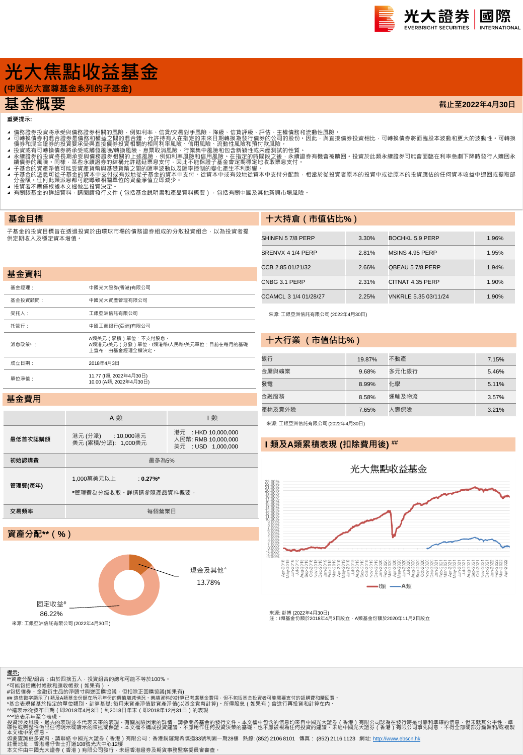# 光大焦點收益基金

**(中國光大富尊基金系列的子基金)**

## 基金概要

**截止至2022年4月30日**

**重要提示:**

- 債務證券投資將承受與債務證券相關的風險，例如利率、信貸/交易對手風險、降級、信貸評級、評估、主權債務和流動性風險。
- 可轉換債券和混合證券是債務和權益之間的混合體，允許持有人在指定的未來日期轉換為發行債券的公司的股份。因此，與直接債券投資相比，可轉換債券將面臨股本波動和更大的波動性。可轉換債券和混合證券的投資要承受與直接債券投資相關的相同利率風險、信用風險、流動性風險和預付款風險。
- 投資或有可轉換債券將承受或觸發風險/轉換風險、息票取消風險、行業集中風險和包含新穎性或未經測試的性質。
- 永續證券的投資將長期承受與債務證券相關的上述風險，例如利率風險和信用風險。在指定的時間段之後，永續證券有機會被贖回。投資於此類永續證券可能會面臨在利率急劇下降時發行人贖回永續債券的風險。同樣，某些永續證券的結構允許遞延票息支付，因此不能保證子基金會定期穩定地收取票息支付。
- 子基金的資產淨值可能受資產貨幣與基礎貨幣之間的匯率波動以及匯率控制的變化產生不利影響。
- 子基金的派息可從子基金的資本中支付或有效地從子基金的資本中支付。從資本中支付或有效地從資本中支付分配款，相當於從投資者原本的投資中或從原本的投資應佔的任何資本收益中退回或提取部分金額。任何此類派息都可能導致相關單位的資產淨值立即減少。
- 投資者不應僅根據本文檔做出投資決定。
- 有關該基金的詳細資料，請閱讀發行文件（包括基金說明書和產品資料概要），包括有關中國及其他新興市場風險。

## 基金目標

子基金的投資目標旨在透過投資於由環球市場的債務證券組成的分散投資組合，以為投資者提供定期收入及穩定資本增值。

## 基金資料

| | |
|---|---|
| 基金經理： | 中國光大證券(香港)有限公司 |
| 基金投資顧問： | 中國光大資產管理有限公司 |
| 受托人： | 工銀亞洲信託有限公司 |
| 托管行： | 中國工商銀行(亞洲)有限公司 |
| 派息政策¹： | A類美元（累積）單位：不支付股息。<br>A類港元/美元（分發）單位、I類港幣/人民幣/美元單位：目前在每月的基礎上宣布，由基金經理全權決定。 |
| 成立日期： | 2018年4月3日 |
| 單位淨值： | 11.77 (I類, 2022年4月30日)<br>10.00 (A類, 2022年4月30日) |

## 基金費用

| | A 類 | I 類 |
|---|---|---|
| **最低首次認購額** | 港元 (分派) : 10,000港元<br>美元 (累積/分派): 1,000美元 | 港元 : HKD 10,000,000<br>人民幣: RMB 10,000,000<br>美元 : USD 1,000,000 |
| **初始認購費** | 最多為5% | |
| **管理費(每年)** | 1,000萬美元以上 : **0.27%***<br>*管理費為分級收取，詳情請參照產品資料概要。 | |
| **交易頻率** | 每個營業日 | |

## 資產分配**（%）

| | |
|---|---|
| 現金及其他^ | 13.78% |
| 固定收益# | 86.22% |

來源: 工銀亞洲信託有限公司 (2022年4月30日)

## 十大持倉（市值佔比%）

| | | | |
|---|---|---|---|
| SHINFN 5 7/8 PERP | 3.30% | BOCHKL 5.9 PERP | 1.96% |
| SRENVX 4 1/4 PERP | 2.81% | MSINS 4.95 PERP | 1.95% |
| CCB 2.85 01/21/32 | 2.66% | QBEAU 5 7/8 PERP | 1.94% |
| CNBG 3.1 PERP | 2.31% | CITNAT 4.35 PERP | 1.90% |
| CCAMCL 3 1/4 01/28/27 | 2.25% | VNKRLE 5.35 03/11/24 | 1.90% |

來源: 工銀亞洲信託有限公司 (2022年4月30日)

## 十大行業（市值佔比%）

| | | | |
|---|---|---|---|
| 銀行 | 19.87% | 不動產 | 7.15% |
| 金屬與礦業 | 9.68% | 多元化銀行 | 5.46% |
| 發電 | 8.99% | 化學 | 5.11% |
| 金融服務 | 8.58% | 運輸及物流 | 3.57% |
| 產物及意外險 | 7.65% | 人壽保險 | 3.21% |

來源: 工銀亞洲信託有限公司 (2022年4月30日)

## I 類及A類累積表現 (扣除費用後) ##

光大焦點收益基金

—I類 —A類

來源: 彭博 (2022年4月30日)
注：I類基金份額於2018年4月3日設立，A類基金份額於2020年11月2日設立

**提示:**

**資產分配/組合：由於四捨五入，投資組合的總和可能不等於100%。
^可能包括應付帳款和應收帳款（如果有）。
#包括債券、金融衍生品的淨頭寸與逆回購協議，但扣除正回購協議(如果有)
## 這些數字顯示了I類及A類基金份額在所示年份的價值增減情況。業績資料的計算已考慮基金費用，但不包括基金投資者可能需要支付的認購費和贖回費。
*基金表現僅基於指定的單位類別，計算基礎: 每月末資產淨值對資產淨值(以基金貨幣計算)，所得股息（如果有）會進行再投資和計算在內。
^^這表示從發布日期（即2018年4月3日）到2018日年末（即2018年12月31日）的表現
^^^這表示年至今表現。
投資涉及風險，過去的表現並不代表未來的表現。有關風險因素的詳情，請參閱各基金的發行文件。本文檔中包含的信息均來自中國光大證券（香港）有限公司認為在發行時是可靠和準確的信息，但未就其公平性、準確性或完整性做出任何明示或暗示的陳述或保證。本文檔不構成投資建議，不應用作任何投資決策的基礎，也不應被視為任何投資的建議。未經中國光大證券（香港）有限公司事先同意，不得全部或部分編輯和/或複製本文檔中的信息。
如要查詢更多資料，請聯絡 中國光大證券（香港）有限公司：香港銅鑼灣希慎道33號利園一期28樓 熱線: (852) 2106 8101 傳真： (852) 2116 1123 網址: http://www.ebscn.hk
註冊地址：香港灣仔告士打道108號光大中心12樓
本文件由中國光大證券（香港）有限公司發行，未經香港證券及期貨事務監察委員會審查。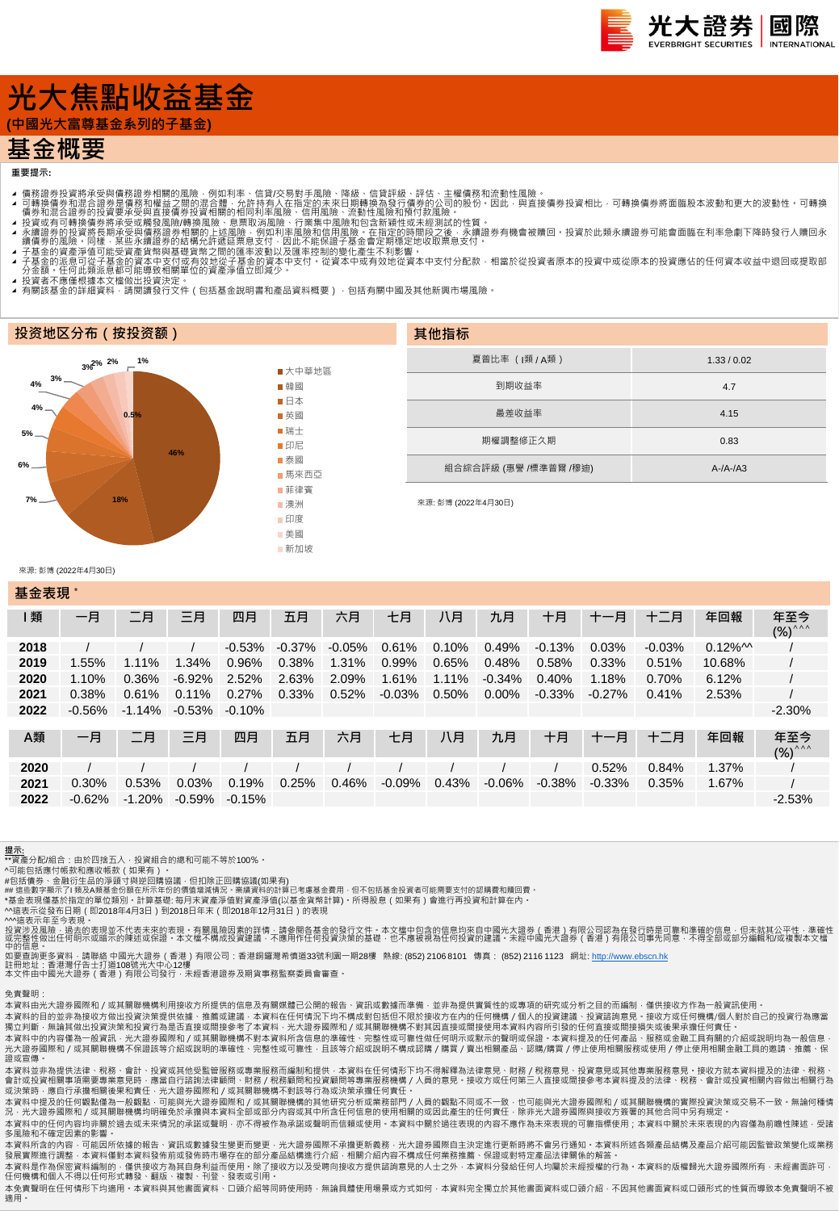# 光大焦點收益基金

**(中國光大富尊基金系列的子基金)**

## 基金概要

**重要提示:**

- 債務證券投資將承受與債務證券相關的風險，例如利率、信貸/交易對手風險、降級、信貸評級、評估、主權債務和流動性風險。
- 可轉換債券和混合證券是債務和權益之間的混合體，允許持有人在指定的未來日期轉換為發行債券的公司的股份。因此，與直接債券投資相比，可轉換債券將面臨股本波動和更大的波動性。可轉換債券和混合證券的投資要承受與直接債券投資相關的相同利率風險、信用風險、流動風險和預付款風險。
- 投資或有可轉換債券將承受或觸發風險/轉換風險、息票取消風險、行業集中風險和包含新穎性或未經測試的性質。
- 永續證券的投資將長期承受與債務證券相關的上述風險，例如利率風險和信用風險。在指定的時間段之後，永續證券有機會被贖回。投資於此類永續證券可能會面臨在利率急劇下降時發行人贖回永續債券的風險。同樣，某些永續證券的結構允許遞延票息支付，因此不能保證子基金會定期穩定地收取票息支付。
- 子基金的資產淨值可能受資產貨幣與基礎貨幣之間的匯率波動以及匯率控制的變化產生不利影響。
- 子基金的派息可從子基金的資本中支付或有效地從子基金的資本中支付。從資本中或有效地從資本中支付分配款，相當於從投資者原本的投資中或從原本的投資應佔的任何資本收益中退回或提取部分金額。任何此類派息都可能導致相關單位的資產淨值立即減少。
- 投資者不應僅根據本文檔做出投資決定。
- 有關該基金的詳細資料，請閱讀發行文件（包括基金說明書和產品資料概要），包括有關中國及其他新興市場風險。

## 投資地區分布（按投資額）

46%
18%
7%
6%
5%
4%
4%
3%
3%
2%
2%
1%
0.5%

大中華地區
韓國
日本
英國
瑞士
印尼
泰國
馬來西亞
菲律賓
澳洲
印度
美國
新加坡

來源: 彭博 (2022年4月30日)

## 其他指標

| | |
|---|---|
| 夏普比率（I類 / A類） | 1.33 / 0.02 |
| 到期收益率 | 4.7 |
| 最差收益率 | 4.15 |
| 期權調整修正久期 | 0.83 |
| 組合綜合評級 (惠譽 /標準普爾 /穆迪) | A-/A-/A3 |

來源: 彭博 (2022年4月30日)

## 基金表現 *

| I 類 | 一月 | 二月 | 三月 | 四月 | 五月 | 六月 | 七月 | 八月 | 九月 | 十月 | 十一月 | 十二月 | 年回報 | 年至今 (%)^^^ |
|---|---|---|---|---|---|---|---|---|---|---|---|---|---|---|
| 2018 | / | / | / | -0.53% | -0.37% | -0.05% | 0.61% | 0.10% | 0.49% | -0.13% | 0.03% | -0.03% | 0.12%^^ | / |
| 2019 | 1.55% | 1.11% | 1.34% | 0.96% | 0.38% | 1.31% | 0.99% | 0.65% | 0.48% | 0.58% | 0.33% | 0.51% | 10.68% | / |
| 2020 | 1.10% | 0.36% | -6.92% | 2.52% | 2.63% | 2.09% | 1.61% | 1.11% | -0.34% | 0.40% | 1.18% | 0.70% | 6.12% | / |
| 2021 | 0.38% | 0.61% | 0.11% | 0.27% | 0.33% | 0.52% | -0.03% | 0.50% | 0.00% | -0.33% | -0.27% | 0.41% | 2.53% | / |
| 2022 | -0.56% | -1.14% | -0.53% | -0.10% | | | | | | | | | | -2.30% |

| A類 | 一月 | 二月 | 三月 | 四月 | 五月 | 六月 | 七月 | 八月 | 九月 | 十月 | 十一月 | 十二月 | 年回報 | 年至今 (%)^^^ |
|---|---|---|---|---|---|---|---|---|---|---|---|---|---|---|
| 2020 | / | / | / | / | / | / | / | / | / | / | 0.52% | 0.84% | 1.37% | / |
| 2021 | 0.30% | 0.53% | 0.03% | 0.19% | 0.25% | 0.46% | -0.09% | 0.43% | -0.06% | -0.38% | -0.33% | 0.35% | 1.67% | / |
| 2022 | -0.62% | -1.20% | -0.59% | -0.15% | | | | | | | | | | -2.53% |

**提示:**

**資產分配/組合：由於四捨五入，投資組合的總和可能不等於100%。
^可能包括應付帳款和應收帳款（如果有）。
#包括債券、金融衍生品的淨頭寸與逆回購協議，但扣除正回購協議(如果有)
## 這些數字顯示了I 類及A類基金份額在所示年份的價值增減情況。業績資料的計算已考慮基金費用，但不包括基金投資者可能需要支付的認購費和贖回費。
*基金表現僅基於指定的單位類別。計算基礎: 每月末資產淨值對資產淨值(以基金貨幣計算)。所得股息（如果有）會進行再投資和計算在內。
^^這表示從發布日期（即2018年4月3日）到2018日年末（即2018年12月31日）的表現
^^^這表示年至今表現。

投資涉及風險，過去的表現並不代表未來的表現。有關風險因素的詳情，請參閱各基金的發行文件。本文檔中包含的信息均來自中國光大證券（香港）有限公司認為在發行時是可靠和準確的信息，但其並未就其完整性或準確性做出任何明示或暗示的陳述或保證。本文檔不構成投資建議，不應用作任何投資決策的基礎，也不應被視為任何投資的建議。未經中國光大證券（香港）有限公司事先同意，不得全部或部分編輯和/或複製本文檔中的信息。

如要查詢更多資料，請聯絡 中國光大證券（香港）有限公司：香港銅鑼灣希慎道33號利園一期28樓 熱線: (852) 2106 8101 傳真：(852) 2116 1123 網址: http://www.ebscn.hk
註冊地址：香港灣仔告士打道108號光大中心12樓
本文件由中國光大證券（香港）有限公司發行，未經香港證券及期貨事務監察委員會審查。

免責聲明：

本資料由光大證券國際和 / 或其關聯機構利用接收方所提供的信息及有關媒體已公開的報告、資訊或數據而準備，並非為提供實質性的或專項的研究或分析之目的而編制，僅供接收方作為一般資訊使用。

本資料的目的並非為接收方做出投資決策提供依據、推薦或建議。本資料在任何情況下均不構成對包括但不限於接收方在內的任何機構 / 個人的投資建議、投資諮詢意見。接收方或任何機構/個人對於自己的投資行為應當獨立判斷，無論其做出投資決策和投資行為是否直接或間接參考了本資料，光大證券國際和 / 或其關聯機構不對其因直接或間接使用本資料內容所引發的任何直接或間接損失或後果承擔任何責任。

本資料中的內容僅為一般資訊，光大證券國際和 / 或其關聯機構不對本資料所含信息的準確性、完整性或可靠性做任何明示或默示的聲明或保證。本資料提及的任何產品、服務或金融工具有關的介紹或說明均為一般信息，光大證券國際和 / 或其關聯機構不保證該等介紹或說明的準確性、完整性或可靠性，且該等介紹或說明不構成認購 / 購買 / 賣出相關產品、認購/購買 / 停止使用相關服務或使用 / 停止使用相關金融工具的邀請、推薦、保證或宣傳。

本資料並非為提供法律、稅務、會計、投資或其他受監管服務或專業服務而編制和提供。本資料在任何情形下均不得解釋為法律意見、財務 / 稅務意見、投資意見或其他專業服務意見。接收方就本資料提及的法律、稅務、會計或投資相關事項需要專業意見時，應當自行諮詢法律顧問、財務 / 稅務顧問和投資顧問等專業服務機構 / 人員的意見。接收方或任何第三人直接或間接參考本資料提及的法律、稅務、會計或投資相關內容做出相關行為或決策時，應自行承擔相關後果和責任，光大證券國際和 / 或其關聯機構不對該等行為或決策承擔任何責任。

本資料中提及的任何觀點僅為一般觀點，可能與光大證券國際和 / 或其關聯機構的其他研究分析或業務部門 / 人員的觀點不同或不一致，也可能與光大證券國際和 / 或其關聯機構的實際投資決策或交易不一致。無論何種情況，光大證券國際和 / 或其關聯機構均明確免於承擔與本資料全部或部分內容或其中所含任何信息的使用相關的或因此產生的任何責任，除非光大證券國際與接收方簽署的其他合同中另有規定。

本資料中的任何內容均不構成對過去或未來情況的承諾或聲明，亦不得被作為承諾或聲明而信賴或使用。本資料中關於過去表現的內容不應作為未來表現的可靠指標使用；本資料中關於未來表現的內容僅為前瞻性陳述，受諸多風險和不確定因素的影響。

本資料所含的內容，可能因所依據的報告、資訊或數據發生變更而變更，光大證券國際不承擔更新義務。光大證券國際自主決定進行更新時將不會另行通知。本資料所述各類產品結構及產品介紹可能因監管政策變化或業務發展實際進行調整，本資料僅對本資料發佈前或發佈時市場存在的部分產品結構進行介紹，相關介紹內容不構成任何業務推薦、保證或對特定產品法律關係的解答。

本資料是作為保密資料編制的，僅供接收方為其自身利益而使用。除了接收方以及受聘向接收方提供諮詢意見的人士之外，本資料分發給任何人均屬於未經授權的行為。本資料的版權歸光大證券國際所有，未經書面許可，任何機構和個人不得以任何形式轉載、翻版、複製、刊登、發表或引用。

本免責聲明在任何情形下均適用。本資料與其他書面資料、口頭介紹等同時使用時，無論具體使用場景或方式如何，本資料完全獨立於其他書面資料或口頭介紹，不因其他書面資料或口頭形式的性質而導致本免責聲明不被適用。